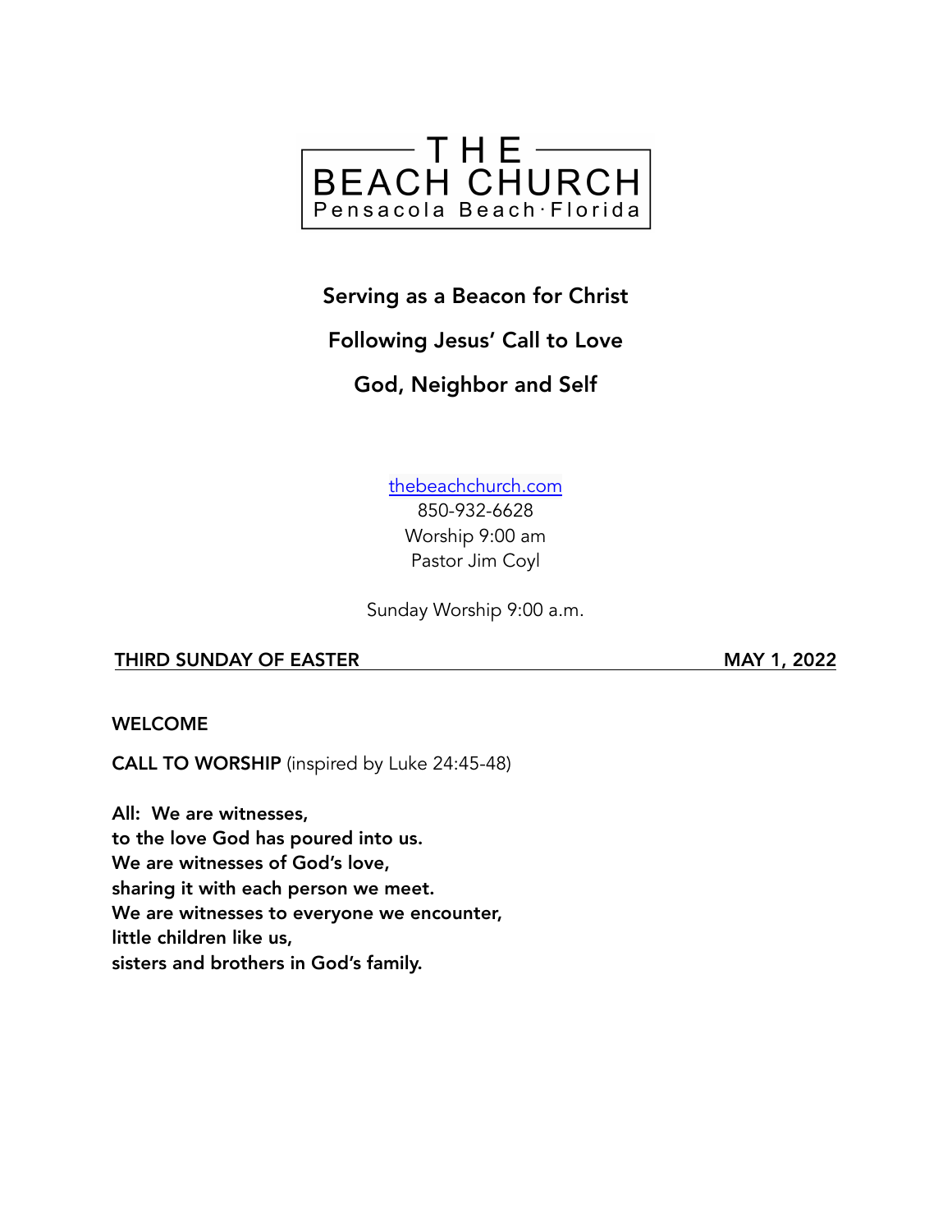# THE BEACH CHURCH

Pensacola Beach · Florida

**Serving as a Beacon for Christ**

**Following Jesus' Call to Love**

**God, Neighbor and Self**

thebeachchurch.com
850-932-6628
Worship 9:00 am
Pastor Jim Coyl

Sunday Worship 9:00 a.m.

**THIRD SUNDAY OF EASTER** **MAY 1, 2022**

**WELCOME**

**CALL TO WORSHIP** (inspired by Luke 24:45-48)

**All: We are witnesses,**
**to the love God has poured into us.**
**We are witnesses of God's love,**
**sharing it with each person we meet.**
**We are witnesses to everyone we encounter,**
**little children like us,**
**sisters and brothers in God's family.**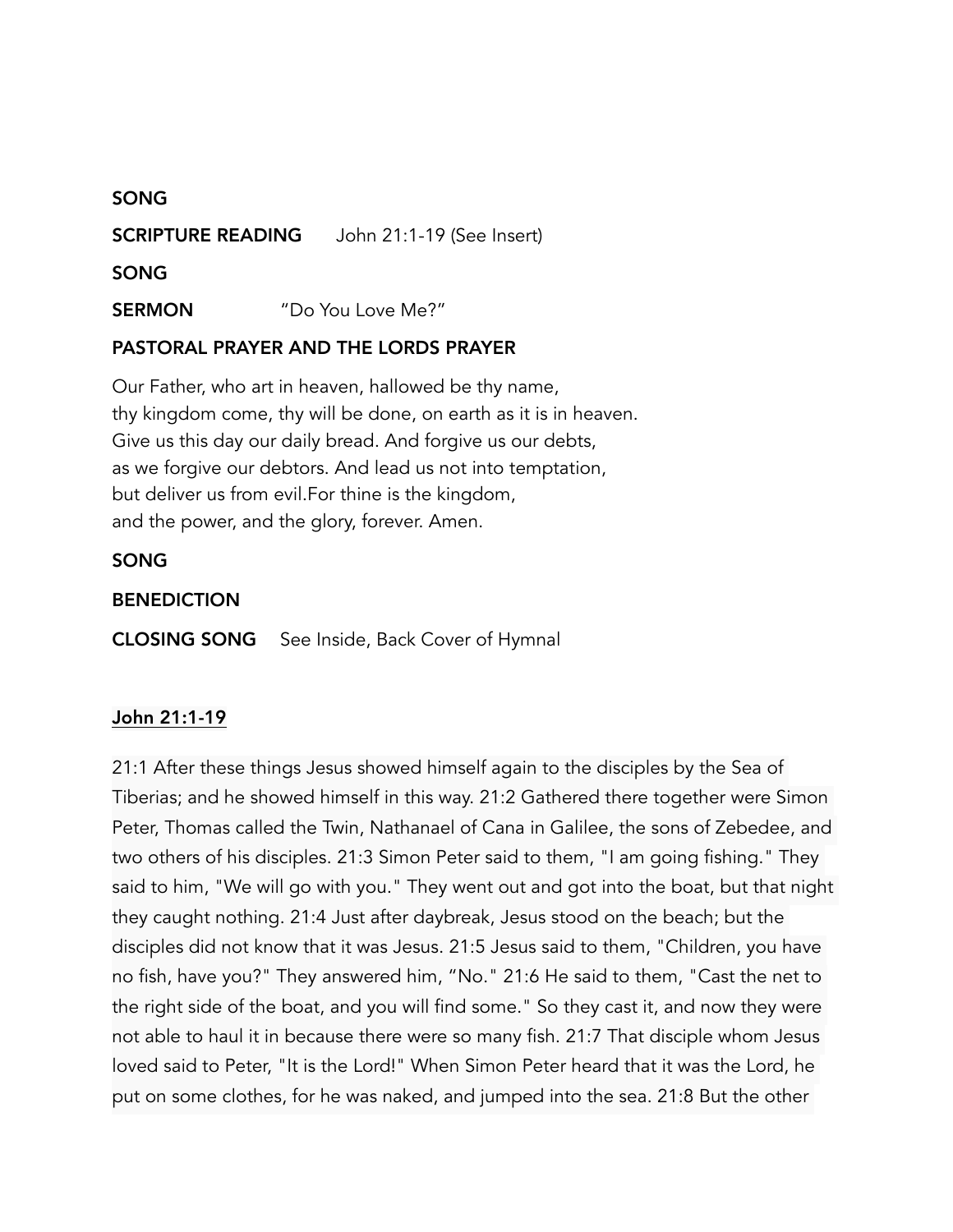**SONG**

**SCRIPTURE READING** John 21:1-19 (See Insert)

**SONG**

**SERMON** "Do You Love Me?"

**PASTORAL PRAYER AND THE LORDS PRAYER**

Our Father, who art in heaven, hallowed be thy name,
thy kingdom come, thy will be done, on earth as it is in heaven.
Give us this day our daily bread. And forgive us our debts,
as we forgive our debtors. And lead us not into temptation,
but deliver us from evil.For thine is the kingdom,
and the power, and the glory, forever. Amen.

**SONG**

**BENEDICTION**

**CLOSING SONG** See Inside, Back Cover of Hymnal

**John 21:1-19**

21:1 After these things Jesus showed himself again to the disciples by the Sea of Tiberias; and he showed himself in this way. 21:2 Gathered there together were Simon Peter, Thomas called the Twin, Nathanael of Cana in Galilee, the sons of Zebedee, and two others of his disciples. 21:3 Simon Peter said to them, "I am going fishing." They said to him, "We will go with you." They went out and got into the boat, but that night they caught nothing. 21:4 Just after daybreak, Jesus stood on the beach; but the disciples did not know that it was Jesus. 21:5 Jesus said to them, "Children, you have no fish, have you?" They answered him, "No." 21:6 He said to them, "Cast the net to the right side of the boat, and you will find some." So they cast it, and now they were not able to haul it in because there were so many fish. 21:7 That disciple whom Jesus loved said to Peter, "It is the Lord!" When Simon Peter heard that it was the Lord, he put on some clothes, for he was naked, and jumped into the sea. 21:8 But the other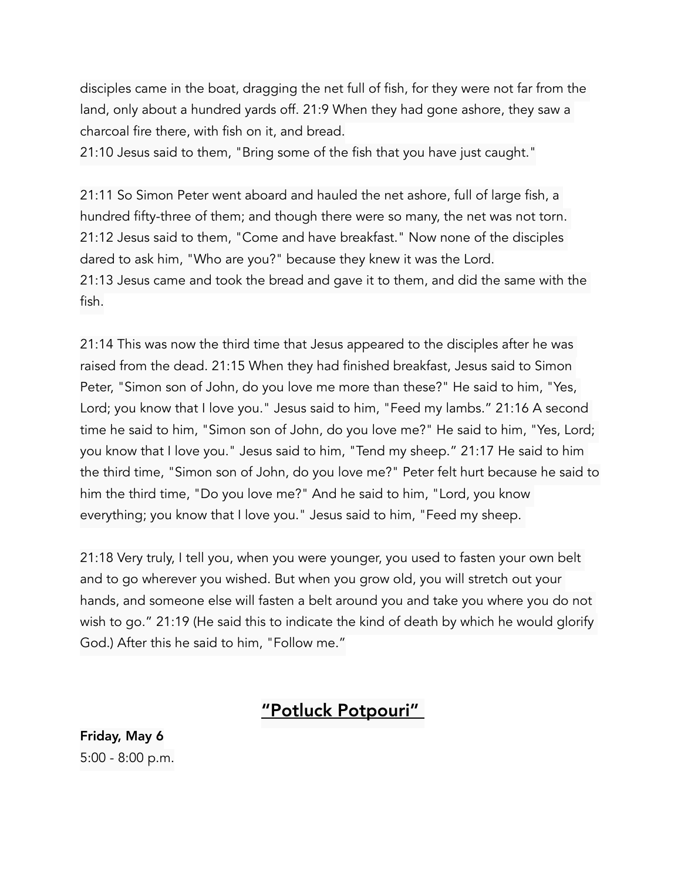disciples came in the boat, dragging the net full of fish, for they were not far from the land, only about a hundred yards off. 21:9 When they had gone ashore, they saw a charcoal fire there, with fish on it, and bread.
21:10 Jesus said to them, "Bring some of the fish that you have just caught."

21:11 So Simon Peter went aboard and hauled the net ashore, full of large fish, a hundred fifty-three of them; and though there were so many, the net was not torn.
21:12 Jesus said to them, "Come and have breakfast." Now none of the disciples dared to ask him, "Who are you?" because they knew it was the Lord.
21:13 Jesus came and took the bread and gave it to them, and did the same with the fish.

21:14 This was now the third time that Jesus appeared to the disciples after he was raised from the dead. 21:15 When they had finished breakfast, Jesus said to Simon Peter, "Simon son of John, do you love me more than these?" He said to him, "Yes, Lord; you know that I love you." Jesus said to him, "Feed my lambs." 21:16 A second time he said to him, "Simon son of John, do you love me?" He said to him, "Yes, Lord; you know that I love you." Jesus said to him, "Tend my sheep." 21:17 He said to him the third time, "Simon son of John, do you love me?" Peter felt hurt because he said to him the third time, "Do you love me?" And he said to him, "Lord, you know everything; you know that I love you." Jesus said to him, "Feed my sheep.

21:18 Very truly, I tell you, when you were younger, you used to fasten your own belt and to go wherever you wished. But when you grow old, you will stretch out your hands, and someone else will fasten a belt around you and take you where you do not wish to go." 21:19 (He said this to indicate the kind of death by which he would glorify God.) After this he said to him, "Follow me."

## "Potluck Potpouri"

**Friday, May 6**
5:00 - 8:00 p.m.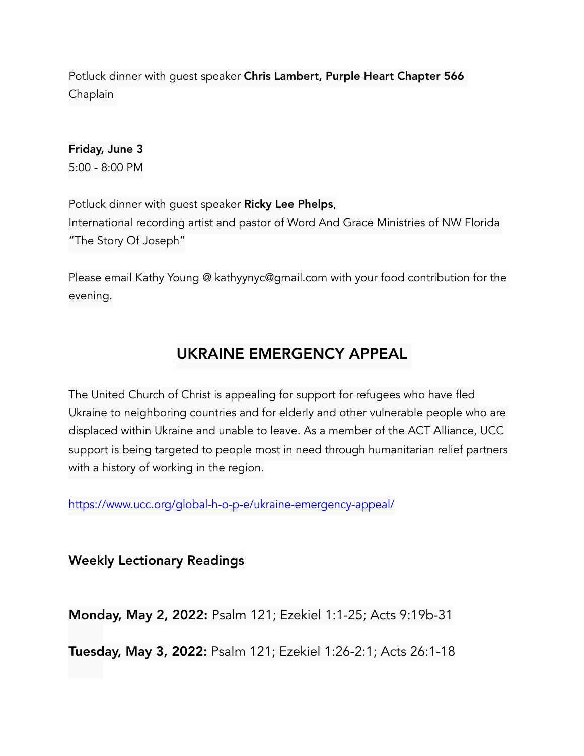Potluck dinner with guest speaker **Chris Lambert, Purple Heart Chapter 566** Chaplain

**Friday, June 3**
5:00 - 8:00 PM

Potluck dinner with guest speaker **Ricky Lee Phelps**,
International recording artist and pastor of Word And Grace Ministries of NW Florida
"The Story Of Joseph"

Please email Kathy Young @ kathyynyc@gmail.com with your food contribution for the evening.

## UKRAINE EMERGENCY APPEAL

The United Church of Christ is appealing for support for refugees who have fled Ukraine to neighboring countries and for elderly and other vulnerable people who are displaced within Ukraine and unable to leave. As a member of the ACT Alliance, UCC support is being targeted to people most in need through humanitarian relief partners with a history of working in the region.

https://www.ucc.org/global-h-o-p-e/ukraine-emergency-appeal/

### Weekly Lectionary Readings

**Monday, May 2, 2022:** Psalm 121; Ezekiel 1:1-25; Acts 9:19b-31

**Tuesday, May 3, 2022:** Psalm 121; Ezekiel 1:26-2:1; Acts 26:1-18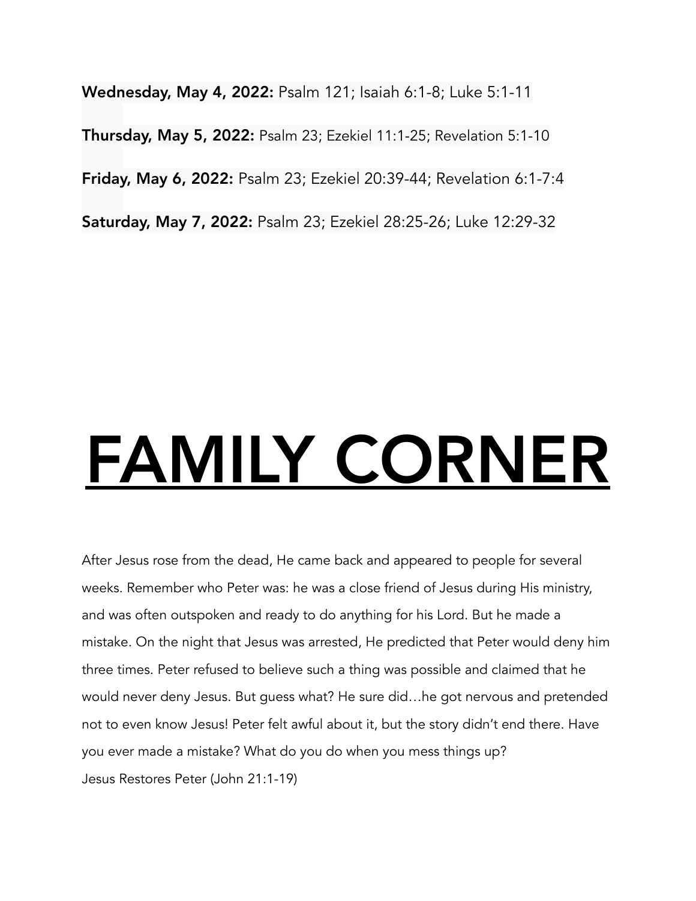**Wednesday, May 4, 2022:** Psalm 121; Isaiah 6:1-8; Luke 5:1-11

**Thursday, May 5, 2022:** Psalm 23; Ezekiel 11:1-25; Revelation 5:1-10

**Friday, May 6, 2022:** Psalm 23; Ezekiel 20:39-44; Revelation 6:1-7:4

**Saturday, May 7, 2022:** Psalm 23; Ezekiel 28:25-26; Luke 12:29-32

# FAMILY CORNER

After Jesus rose from the dead, He came back and appeared to people for several weeks. Remember who Peter was: he was a close friend of Jesus during His ministry, and was often outspoken and ready to do anything for his Lord. But he made a mistake. On the night that Jesus was arrested, He predicted that Peter would deny him three times. Peter refused to believe such a thing was possible and claimed that he would never deny Jesus. But guess what? He sure did…he got nervous and pretended not to even know Jesus! Peter felt awful about it, but the story didn't end there. Have you ever made a mistake? What do you do when you mess things up?
Jesus Restores Peter (John 21:1-19)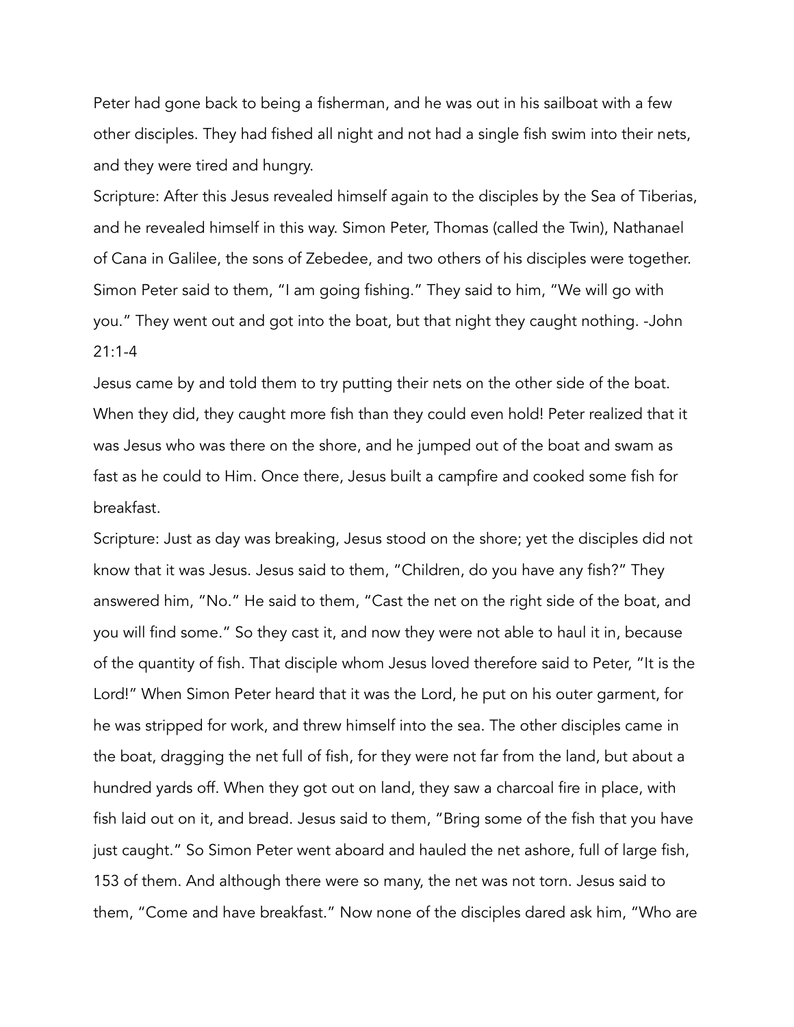Peter had gone back to being a fisherman, and he was out in his sailboat with a few other disciples. They had fished all night and not had a single fish swim into their nets, and they were tired and hungry.

Scripture: After this Jesus revealed himself again to the disciples by the Sea of Tiberias, and he revealed himself in this way. Simon Peter, Thomas (called the Twin), Nathanael of Cana in Galilee, the sons of Zebedee, and two others of his disciples were together. Simon Peter said to them, "I am going fishing." They said to him, "We will go with you." They went out and got into the boat, but that night they caught nothing. -John 21:1-4

Jesus came by and told them to try putting their nets on the other side of the boat. When they did, they caught more fish than they could even hold! Peter realized that it was Jesus who was there on the shore, and he jumped out of the boat and swam as fast as he could to Him. Once there, Jesus built a campfire and cooked some fish for breakfast.

Scripture: Just as day was breaking, Jesus stood on the shore; yet the disciples did not know that it was Jesus. Jesus said to them, "Children, do you have any fish?" They answered him, "No." He said to them, "Cast the net on the right side of the boat, and you will find some." So they cast it, and now they were not able to haul it in, because of the quantity of fish. That disciple whom Jesus loved therefore said to Peter, "It is the Lord!" When Simon Peter heard that it was the Lord, he put on his outer garment, for he was stripped for work, and threw himself into the sea. The other disciples came in the boat, dragging the net full of fish, for they were not far from the land, but about a hundred yards off. When they got out on land, they saw a charcoal fire in place, with fish laid out on it, and bread. Jesus said to them, "Bring some of the fish that you have just caught." So Simon Peter went aboard and hauled the net ashore, full of large fish, 153 of them. And although there were so many, the net was not torn. Jesus said to them, "Come and have breakfast." Now none of the disciples dared ask him, "Who are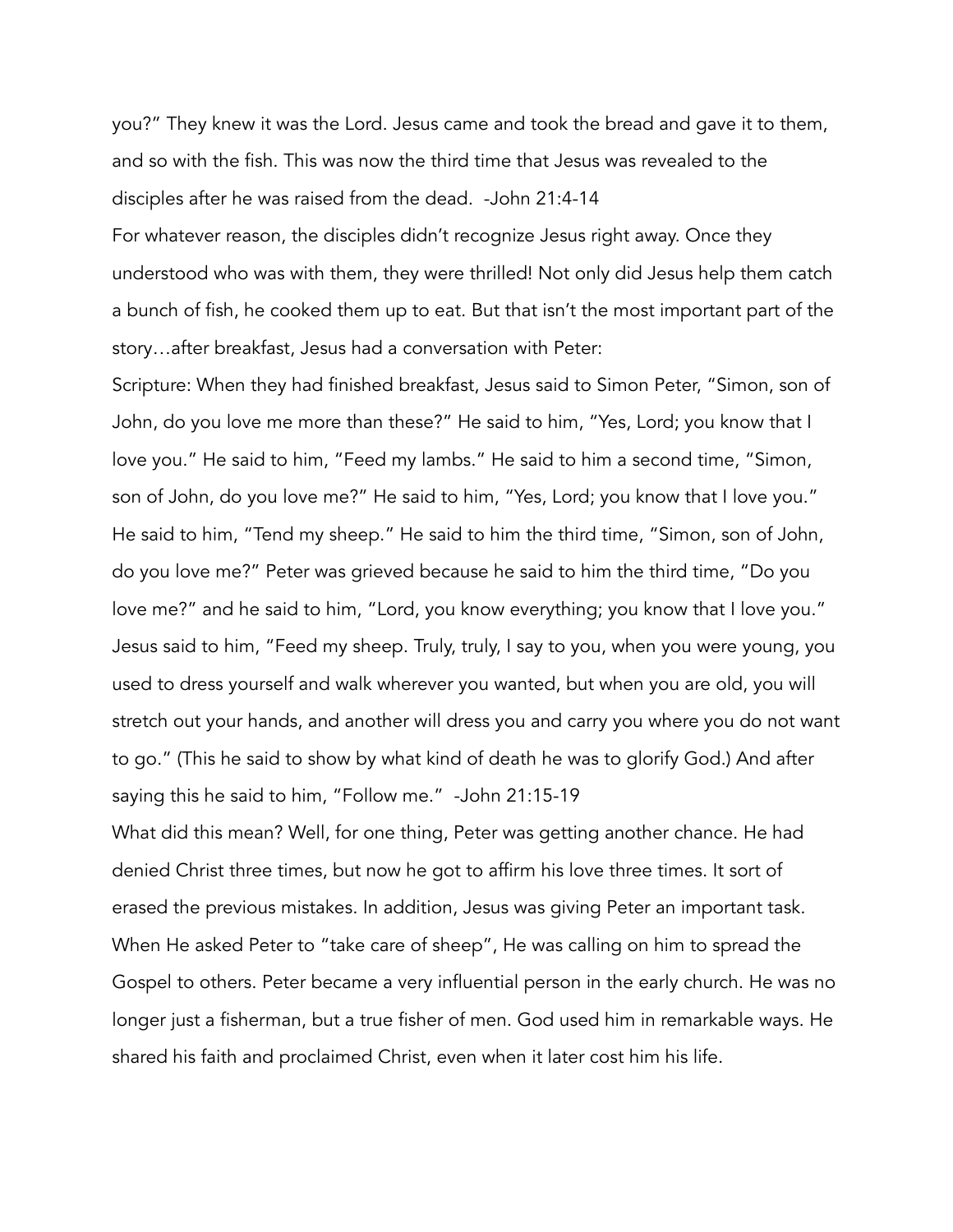you?" They knew it was the Lord. Jesus came and took the bread and gave it to them, and so with the fish. This was now the third time that Jesus was revealed to the disciples after he was raised from the dead. -John 21:4-14

For whatever reason, the disciples didn't recognize Jesus right away. Once they understood who was with them, they were thrilled! Not only did Jesus help them catch a bunch of fish, he cooked them up to eat. But that isn't the most important part of the story…after breakfast, Jesus had a conversation with Peter:

Scripture: When they had finished breakfast, Jesus said to Simon Peter, "Simon, son of John, do you love me more than these?" He said to him, "Yes, Lord; you know that I love you." He said to him, "Feed my lambs." He said to him a second time, "Simon, son of John, do you love me?" He said to him, "Yes, Lord; you know that I love you." He said to him, "Tend my sheep." He said to him the third time, "Simon, son of John, do you love me?" Peter was grieved because he said to him the third time, "Do you love me?" and he said to him, "Lord, you know everything; you know that I love you." Jesus said to him, "Feed my sheep. Truly, truly, I say to you, when you were young, you used to dress yourself and walk wherever you wanted, but when you are old, you will stretch out your hands, and another will dress you and carry you where you do not want to go." (This he said to show by what kind of death he was to glorify God.) And after saying this he said to him, "Follow me." -John 21:15-19

What did this mean? Well, for one thing, Peter was getting another chance. He had denied Christ three times, but now he got to affirm his love three times. It sort of erased the previous mistakes. In addition, Jesus was giving Peter an important task. When He asked Peter to "take care of sheep", He was calling on him to spread the Gospel to others. Peter became a very influential person in the early church. He was no longer just a fisherman, but a true fisher of men. God used him in remarkable ways. He shared his faith and proclaimed Christ, even when it later cost him his life.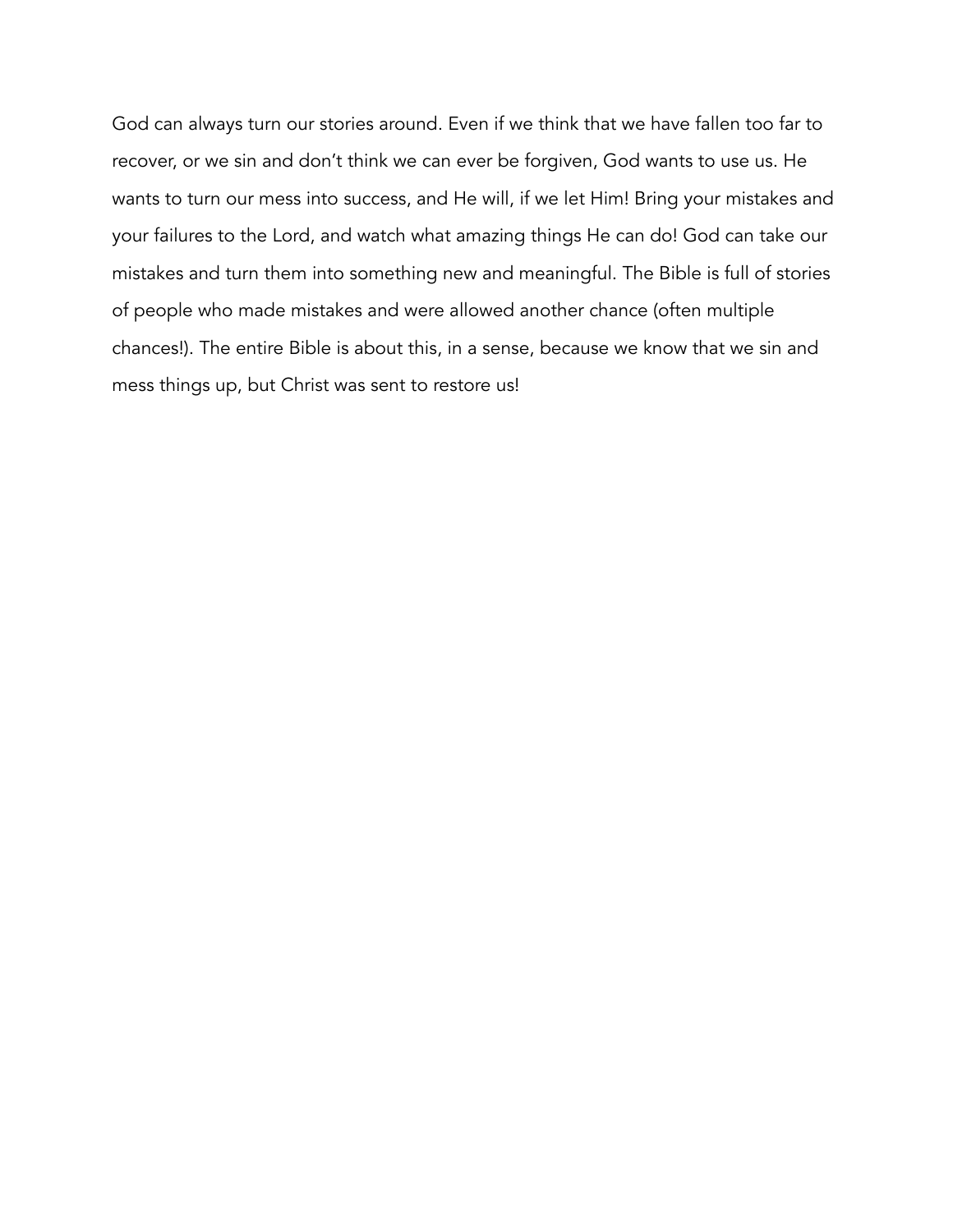God can always turn our stories around. Even if we think that we have fallen too far to recover, or we sin and don't think we can ever be forgiven, God wants to use us. He wants to turn our mess into success, and He will, if we let Him! Bring your mistakes and your failures to the Lord, and watch what amazing things He can do! God can take our mistakes and turn them into something new and meaningful. The Bible is full of stories of people who made mistakes and were allowed another chance (often multiple chances!). The entire Bible is about this, in a sense, because we know that we sin and mess things up, but Christ was sent to restore us!